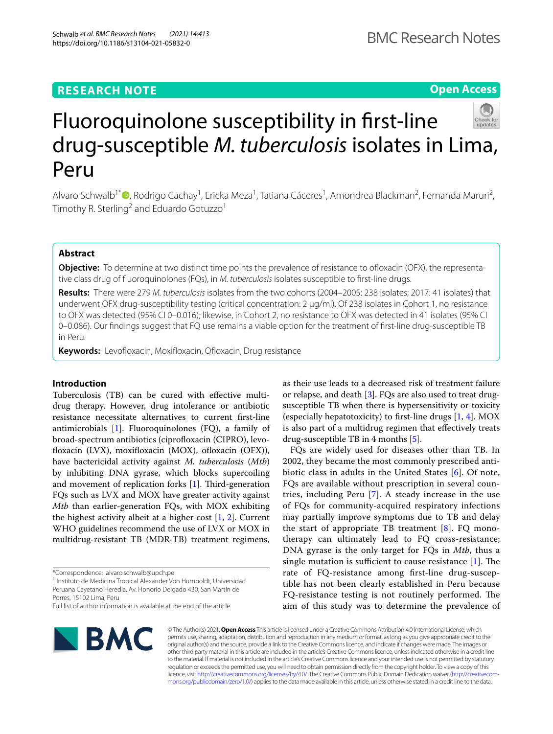**RESEARCH NOTE**

**Open Access**

# Fluoroquinolone susceptibility in first-line drug-susceptible *M. tuberculosis* isolates in Lima, Peru

Alvaro Schwalb[1*], Rodrigo Cachay[1], Ericka Meza[1], Tatiana Cáceres[1], Amondrea Blackman[2], Fernanda Maruri[2], Timothy R. Sterling[2] and Eduardo Gotuzzo[1]

## Abstract

**Objective:** To determine at two distinct time points the prevalence of resistance to ofloxacin (OFX), the representative class drug of fluoroquinolones (FQs), in *M. tuberculosis* isolates susceptible to first-line drugs.

**Results:** There were 279 *M. tuberculosis* isolates from the two cohorts (2004–2005: 238 isolates; 2017: 41 isolates) that underwent OFX drug-susceptibility testing (critical concentration: 2 µg/ml). Of 238 isolates in Cohort 1, no resistance to OFX was detected (95% CI 0–0.016); likewise, in Cohort 2, no resistance to OFX was detected in 41 isolates (95% CI 0–0.086). Our findings suggest that FQ use remains a viable option for the treatment of first-line drug-susceptible TB in Peru.

**Keywords:** Levofloxacin, Moxifloxacin, Ofloxacin, Drug resistance

## Introduction

Tuberculosis (TB) can be cured with effective multidrug therapy. However, drug intolerance or antibiotic resistance necessitate alternatives to current first-line antimicrobials [1]. Fluoroquinolones (FQ), a family of broad-spectrum antibiotics (ciprofloxacin (CIPRO), levofloxacin (LVX), moxifloxacin (MOX), ofloxacin (OFX)), have bactericidal activity against *M. tuberculosis* (*Mtb*) by inhibiting DNA gyrase, which blocks supercoiling and movement of replication forks [1]. Third-generation FQs such as LVX and MOX have greater activity against *Mtb* than earlier-generation FQs, with MOX exhibiting the highest activity albeit at a higher cost [1, 2]. Current WHO guidelines recommend the use of LVX or MOX in multidrug-resistant TB (MDR-TB) treatment regimens, as their use leads to a decreased risk of treatment failure or relapse, and death [3]. FQs are also used to treat drug-susceptible TB when there is hypersensitivity or toxicity (especially hepatotoxicity) to first-line drugs [1, 4]. MOX is also part of a multidrug regimen that effectively treats drug-susceptible TB in 4 months [5].

FQs are widely used for diseases other than TB. In 2002, they became the most commonly prescribed antibiotic class in adults in the United States [6]. Of note, FQs are available without prescription in several countries, including Peru [7]. A steady increase in the use of FQs for community-acquired respiratory infections may partially improve symptoms due to TB and delay the start of appropriate TB treatment [8]. FQ monotherapy can ultimately lead to FQ cross-resistance; DNA gyrase is the only target for FQs in *Mtb*, thus a single mutation is sufficient to cause resistance [1]. The rate of FQ-resistance among first-line drug-susceptible has not been clearly established in Peru because FQ-resistance testing is not routinely performed. The aim of this study was to determine the prevalence of

*Correspondence: alvaro.schwalb@upch.pe
[1] Instituto de Medicina Tropical Alexander Von Humboldt, Universidad Peruana Cayetano Heredia, Av. Honorio Delgado 430, San Martín de Porres, 15102 Lima, Peru
Full list of author information is available at the end of the article

© The Author(s) 2021. **Open Access** This article is licensed under a Creative Commons Attribution 4.0 International License, which permits use, sharing, adaptation, distribution and reproduction in any medium or format, as long as you give appropriate credit to the original author(s) and the source, provide a link to the Creative Commons licence, and indicate if changes were made. The images or other third party material in this article are included in the article's Creative Commons licence, unless indicated otherwise in a credit line to the material. If material is not included in the article's Creative Commons licence and your intended use is not permitted by statutory regulation or exceeds the permitted use, you will need to obtain permission directly from the copyright holder. To view a copy of this licence, visit http://creativecommons.org/licenses/by/4.0/. The Creative Commons Public Domain Dedication waiver (http://creativecommons.org/publicdomain/zero/1.0/) applies to the data made available in this article, unless otherwise stated in a credit line to the data.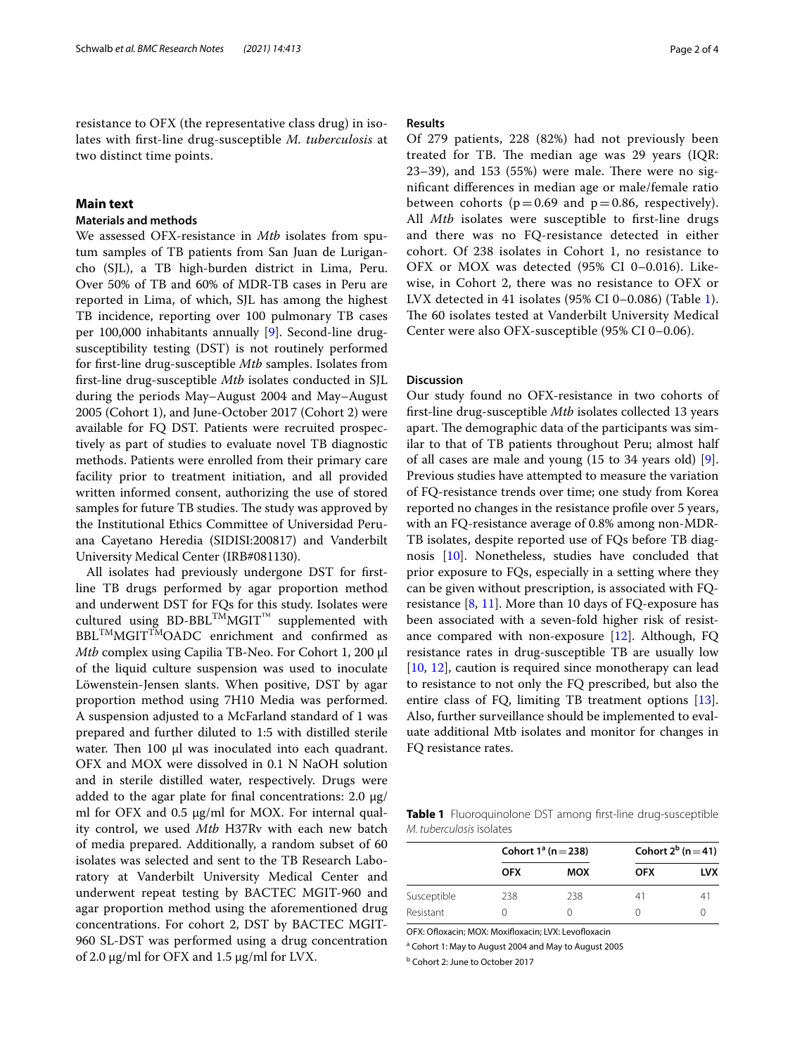resistance to OFX (the representative class drug) in isolates with first-line drug-susceptible *M. tuberculosis* at two distinct time points.

## Main text

### Materials and methods

We assessed OFX-resistance in *Mtb* isolates from sputum samples of TB patients from San Juan de Lurigancho (SJL), a TB high-burden district in Lima, Peru. Over 50% of TB and 60% of MDR-TB cases in Peru are reported in Lima, of which, SJL has among the highest TB incidence, reporting over 100 pulmonary TB cases per 100,000 inhabitants annually [9]. Second-line drug-susceptibility testing (DST) is not routinely performed for first-line drug-susceptible *Mtb* samples. Isolates from first-line drug-susceptible *Mtb* isolates conducted in SJL during the periods May–August 2004 and May–August 2005 (Cohort 1), and June-October 2017 (Cohort 2) were available for FQ DST. Patients were recruited prospectively as part of studies to evaluate novel TB diagnostic methods. Patients were enrolled from their primary care facility prior to treatment initiation, and all provided written informed consent, authorizing the use of stored samples for future TB studies. The study was approved by the Institutional Ethics Committee of Universidad Peruana Cayetano Heredia (SIDISI:200817) and Vanderbilt University Medical Center (IRB#081130).

All isolates had previously undergone DST for first-line TB drugs performed by agar proportion method and underwent DST for FQs for this study. Isolates were cultured using BD-BBL™MGIT™ supplemented with BBL™MGIT™OADC enrichment and confirmed as *Mtb* complex using Capilia TB-Neo. For Cohort 1, 200 µl of the liquid culture suspension was used to inoculate Löwenstein-Jensen slants. When positive, DST by agar proportion method using 7H10 Media was performed. A suspension adjusted to a McFarland standard of 1 was prepared and further diluted to 1:5 with distilled sterile water. Then 100 µl was inoculated into each quadrant. OFX and MOX were dissolved in 0.1 N NaOH solution and in sterile distilled water, respectively. Drugs were added to the agar plate for final concentrations: 2.0 µg/ml for OFX and 0.5 µg/ml for MOX. For internal quality control, we used *Mtb* H37Rv with each new batch of media prepared. Additionally, a random subset of 60 isolates was selected and sent to the TB Research Laboratory at Vanderbilt University Medical Center and underwent repeat testing by BACTEC MGIT-960 and agar proportion method using the aforementioned drug concentrations. For cohort 2, DST by BACTEC MGIT-960 SL-DST was performed using a drug concentration of 2.0 µg/ml for OFX and 1.5 µg/ml for LVX.

### Results

Of 279 patients, 228 (82%) had not previously been treated for TB. The median age was 29 years (IQR: 23–39), and 153 (55%) were male. There were no significant differences in median age or male/female ratio between cohorts ($p = 0.69$ and $p = 0.86$, respectively). All *Mtb* isolates were susceptible to first-line drugs and there was no FQ-resistance detected in either cohort. Of 238 isolates in Cohort 1, no resistance to OFX or MOX was detected (95% CI 0–0.016). Likewise, in Cohort 2, there was no resistance to OFX or LVX detected in 41 isolates (95% CI 0–0.086) (Table 1). The 60 isolates tested at Vanderbilt University Medical Center were also OFX-susceptible (95% CI 0–0.06).

### Discussion

Our study found no OFX-resistance in two cohorts of first-line drug-susceptible *Mtb* isolates collected 13 years apart. The demographic data of the participants was similar to that of TB patients throughout Peru; almost half of all cases are male and young (15 to 34 years old) [9]. Previous studies have attempted to measure the variation of FQ-resistance trends over time; one study from Korea reported no changes in the resistance profile over 5 years, with an FQ-resistance average of 0.8% among non-MDR-TB isolates, despite reported use of FQs before TB diagnosis [10]. Nonetheless, studies have concluded that prior exposure to FQs, especially in a setting where they can be given without prescription, is associated with FQ-resistance [8, 11]. More than 10 days of FQ-exposure has been associated with a seven-fold higher risk of resistance compared with non-exposure [12]. Although, FQ resistance rates in drug-susceptible TB are usually low [10, 12], caution is required since monotherapy can lead to resistance to not only the FQ prescribed, but also the entire class of FQ, limiting TB treatment options [13]. Also, further surveillance should be implemented to evaluate additional Mtb isolates and monitor for changes in FQ resistance rates.

**Table 1** Fluoroquinolone DST among first-line drug-susceptible *M. tuberculosis* isolates

| | Cohort 1[a] (n = 238) | | Cohort 2[b] (n = 41) | |
|---|---|---|---|---|
| | OFX | MOX | OFX | LVX |
| Susceptible | 238 | 238 | 41 | 41 |
| Resistant | 0 | 0 | 0 | 0 |

OFX: Ofloxacin; MOX: Moxifloxacin; LVX: Levofloxacin

[a] Cohort 1: May to August 2004 and May to August 2005

[b] Cohort 2: June to October 2017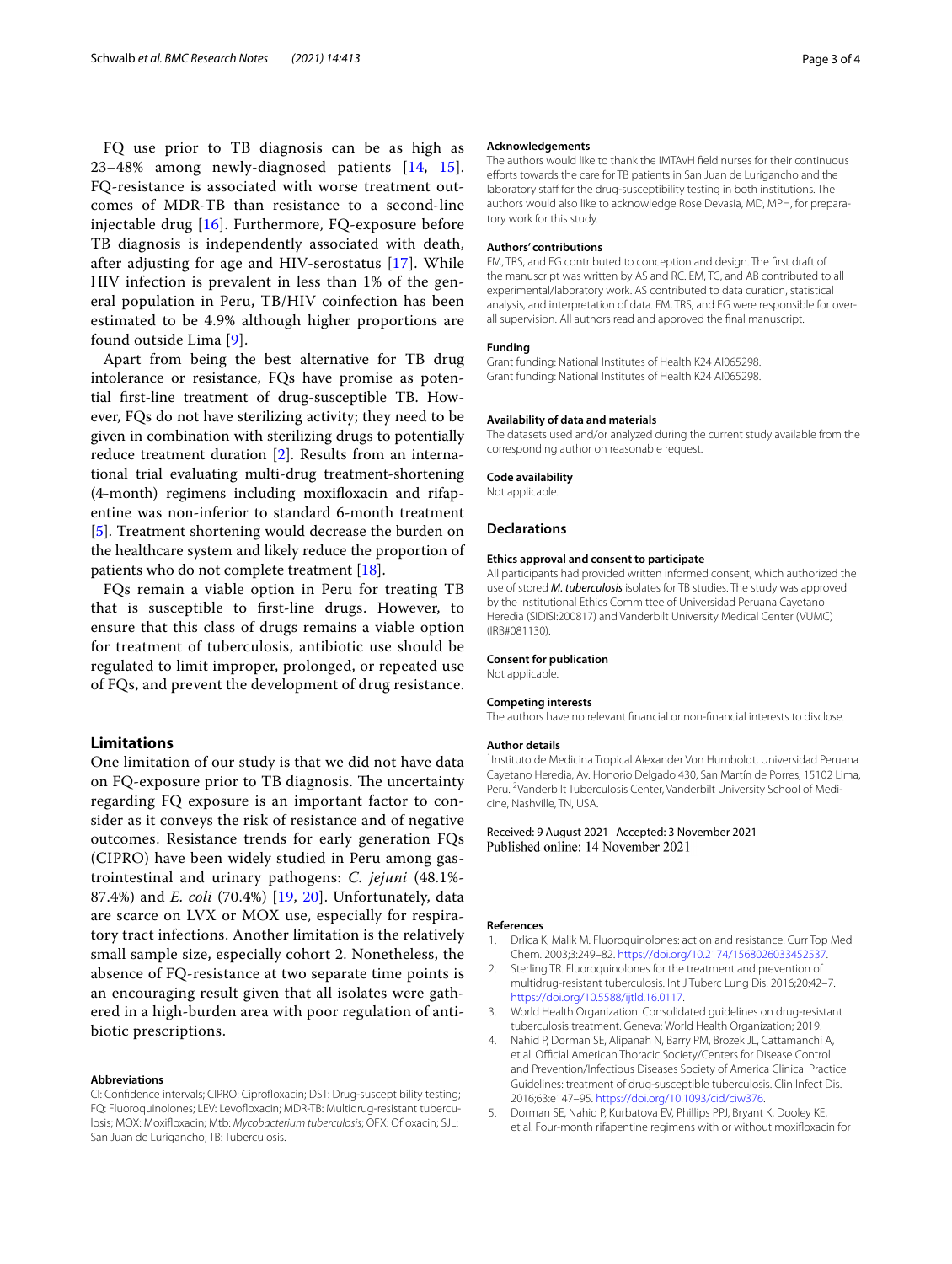FQ use prior to TB diagnosis can be as high as 23–48% among newly-diagnosed patients [14, 15]. FQ-resistance is associated with worse treatment outcomes of MDR-TB than resistance to a second-line injectable drug [16]. Furthermore, FQ-exposure before TB diagnosis is independently associated with death, after adjusting for age and HIV-serostatus [17]. While HIV infection is prevalent in less than 1% of the general population in Peru, TB/HIV coinfection has been estimated to be 4.9% although higher proportions are found outside Lima [9].

Apart from being the best alternative for TB drug intolerance or resistance, FQs have promise as potential first-line treatment of drug-susceptible TB. However, FQs do not have sterilizing activity; they need to be given in combination with sterilizing drugs to potentially reduce treatment duration [2]. Results from an international trial evaluating multi-drug treatment-shortening (4-month) regimens including moxifloxacin and rifapentine was non-inferior to standard 6-month treatment [5]. Treatment shortening would decrease the burden on the healthcare system and likely reduce the proportion of patients who do not complete treatment [18].

FQs remain a viable option in Peru for treating TB that is susceptible to first-line drugs. However, to ensure that this class of drugs remains a viable option for treatment of tuberculosis, antibiotic use should be regulated to limit improper, prolonged, or repeated use of FQs, and prevent the development of drug resistance.

## Limitations

One limitation of our study is that we did not have data on FQ-exposure prior to TB diagnosis. The uncertainty regarding FQ exposure is an important factor to consider as it conveys the risk of resistance and of negative outcomes. Resistance trends for early generation FQs (CIPRO) have been widely studied in Peru among gastrointestinal and urinary pathogens: *C. jejuni* (48.1%-87.4%) and *E. coli* (70.4%) [19, 20]. Unfortunately, data are scarce on LVX or MOX use, especially for respiratory tract infections. Another limitation is the relatively small sample size, especially cohort 2. Nonetheless, the absence of FQ-resistance at two separate time points is an encouraging result given that all isolates were gathered in a high-burden area with poor regulation of antibiotic prescriptions.

#### Abbreviations

CI: Confidence intervals; CIPRO: Ciprofloxacin; DST: Drug-susceptibility testing; FQ: Fluoroquinolones; LEV: Levofloxacin; MDR-TB: Multidrug-resistant tuberculosis; MOX: Moxifloxacin; Mtb: *Mycobacterium tuberculosis*; OFX: Ofloxacin; SJL: San Juan de Lurigancho; TB: Tuberculosis.

#### Acknowledgements

The authors would like to thank the IMTAvH field nurses for their continuous efforts towards the care for TB patients in San Juan de Lurigancho and the laboratory staff for the drug-susceptibility testing in both institutions. The authors would also like to acknowledge Rose Devasia, MD, MPH, for preparatory work for this study.

#### Authors' contributions

FM, TRS, and EG contributed to conception and design. The first draft of the manuscript was written by AS and RC. EM, TC, and AB contributed to all experimental/laboratory work. AS contributed to data curation, statistical analysis, and interpretation of data. FM, TRS, and EG were responsible for overall supervision. All authors read and approved the final manuscript.

#### Funding

Grant funding: National Institutes of Health K24 AI065298.
Grant funding: National Institutes of Health K24 AI065298.

#### Availability of data and materials

The datasets used and/or analyzed during the current study available from the corresponding author on reasonable request.

#### Code availability

Not applicable.

### Declarations

#### Ethics approval and consent to participate

All participants had provided written informed consent, which authorized the use of stored ***M. tuberculosis*** isolates for TB studies. The study was approved by the Institutional Ethics Committee of Universidad Peruana Cayetano Heredia (SIDISI:200817) and Vanderbilt University Medical Center (VUMC) (IRB#081130).

#### Consent for publication

Not applicable.

#### Competing interests

The authors have no relevant financial or non-financial interests to disclose.

#### Author details

[1]Instituto de Medicina Tropical Alexander Von Humboldt, Universidad Peruana Cayetano Heredia, Av. Honorio Delgado 430, San Martín de Porres, 15102 Lima, Peru. [2]Vanderbilt Tuberculosis Center, Vanderbilt University School of Medicine, Nashville, TN, USA.

Received: 9 August 2021 Accepted: 3 November 2021
Published online: 14 November 2021

#### References

1. Drlica K, Malik M. Fluoroquinolones: action and resistance. Curr Top Med Chem. 2003;3:249–82. https://doi.org/10.2174/1568026033452537.
2. Sterling TR. Fluoroquinolones for the treatment and prevention of multidrug-resistant tuberculosis. Int J Tuberc Lung Dis. 2016;20:42–7. https://doi.org/10.5588/ijtld.16.0117.
3. World Health Organization. Consolidated guidelines on drug-resistant tuberculosis treatment. Geneva: World Health Organization; 2019.
4. Nahid P, Dorman SE, Alipanah N, Barry PM, Brozek JL, Cattamanchi A, et al. Official American Thoracic Society/Centers for Disease Control and Prevention/Infectious Diseases Society of America Clinical Practice Guidelines: treatment of drug-susceptible tuberculosis. Clin Infect Dis. 2016;63:e147–95. https://doi.org/10.1093/cid/ciw376.
5. Dorman SE, Nahid P, Kurbatova EV, Phillips PPJ, Bryant K, Dooley KE, et al. Four-month rifapentine regimens with or without moxifloxacin for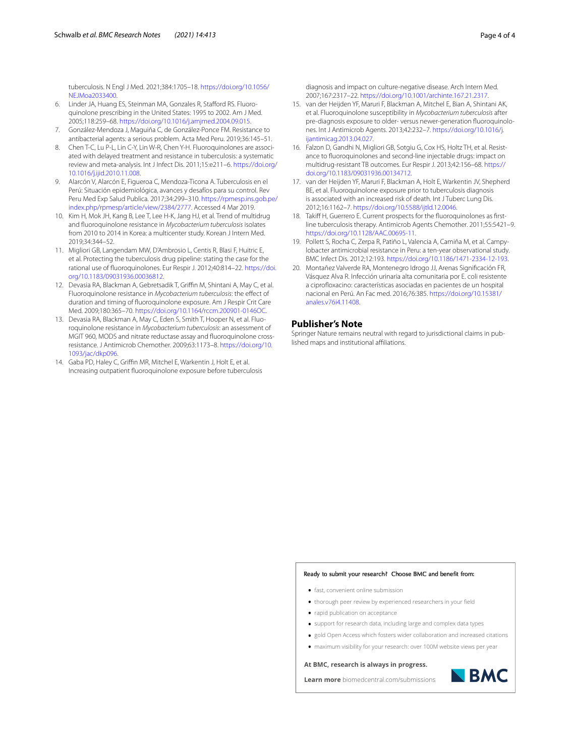tuberculosis. N Engl J Med. 2021;384:1705–18. https://doi.org/10.1056/NEJMoa2033400.

6. Linder JA, Huang ES, Steinman MA, Gonzales R, Stafford RS. Fluoroquinolone prescribing in the United States: 1995 to 2002. Am J Med. 2005;118:259–68. https://doi.org/10.1016/j.amjmed.2004.09.015.
7. González-Mendoza J, Maguiña C, de González-Ponce FM. Resistance to antibacterial agents: a serious problem. Acta Med Peru. 2019;36:145–51.
8. Chen T-C, Lu P-L, Lin C-Y, Lin W-R, Chen Y-H. Fluoroquinolones are associated with delayed treatment and resistance in tuberculosis: a systematic review and meta-analysis. Int J Infect Dis. 2011;15:e211–6. https://doi.org/10.1016/j.ijid.2010.11.008.
9. Alarcón V, Alarcón E, Figueroa C, Mendoza-Ticona A. Tuberculosis en el Perú: Situación epidemiológica, avances y desafíos para su control. Rev Peru Med Exp Salud Publica. 2017;34:299–310. https://rpmesp.ins.gob.pe/index.php/rpmesp/article/view/2384/2777. Accessed 4 Mar 2019.
10. Kim H, Mok JH, Kang B, Lee T, Lee H-K, Jang HJ, et al. Trend of multidrug and fluoroquinolone resistance in *Mycobacterium tuberculosis* isolates from 2010 to 2014 in Korea: a multicenter study. Korean J Intern Med. 2019;34:344–52.
11. Migliori GB, Langendam MW, D'Ambrosio L, Centis R, Blasi F, Huitric E, et al. Protecting the tuberculosis drug pipeline: stating the case for the rational use of fluoroquinolones. Eur Respir J. 2012;40:814–22. https://doi.org/10.1183/09031936.00036812.
12. Devasia RA, Blackman A, Gebretsadik T, Griffin M, Shintani A, May C, et al. Fluoroquinolone resistance in *Mycobacterium tuberculosis*: the effect of duration and timing of fluoroquinolone exposure. Am J Respir Crit Care Med. 2009;180:365–70. https://doi.org/10.1164/rccm.200901-0146OC.
13. Devasia RA, Blackman A, May C, Eden S, Smith T, Hooper N, et al. Fluoroquinolone resistance in *Mycobacterium tuberculosis*: an assessment of MGIT 960, MODS and nitrate reductase assay and fluoroquinolone cross-resistance. J Antimicrob Chemother. 2009;63:1173–8. https://doi.org/10.1093/jac/dkp096.
14. Gaba PD, Haley C, Griffin MR, Mitchel E, Warkentin J, Holt E, et al. Increasing outpatient fluoroquinolone exposure before tuberculosis diagnosis and impact on culture-negative disease. Arch Intern Med. 2007;167:2317–22. https://doi.org/10.1001/archinte.167.21.2317.
15. van der Heijden YF, Maruri F, Blackman A, Mitchel E, Bian A, Shintani AK, et al. Fluoroquinolone susceptibility in *Mycobacterium tuberculosis* after pre-diagnosis exposure to older- versus newer-generation fluoroquinolones. Int J Antimicrob Agents. 2013;42:232–7. https://doi.org/10.1016/j.ijantimicag.2013.04.027.
16. Falzon D, Gandhi N, Migliori GB, Sotgiu G, Cox HS, Holtz TH, et al. Resistance to fluoroquinolones and second-line injectable drugs: impact on multidrug-resistant TB outcomes. Eur Respir J. 2013;42:156–68. https://doi.org/10.1183/09031936.00134712.
17. van der Heijden YF, Maruri F, Blackman A, Holt E, Warkentin JV, Shepherd BE, et al. Fluoroquinolone exposure prior to tuberculosis diagnosis is associated with an increased risk of death. Int J Tuberc Lung Dis. 2012;16:1162–7. https://doi.org/10.5588/ijtld.12.0046.
18. Takiff H, Guerrero E. Current prospects for the fluoroquinolones as first-line tuberculosis therapy. Antimicrob Agents Chemother. 2011;55:5421–9. https://doi.org/10.1128/AAC.00695-11.
19. Pollett S, Rocha C, Zerpa R, Patiño L, Valencia A, Camiña M, et al. Campylobacter antimicrobial resistance in Peru: a ten-year observational study. BMC Infect Dis. 2012;12:193. https://doi.org/10.1186/1471-2334-12-193.
20. Montañez Valverde RA, Montenegro Idrogo JJ, Arenas Significación FR, Vásquez Alva R. Infección urinaria alta comunitaria por E. coli resistente a ciprofloxacino: características asociadas en pacientes de un hospital nacional en Perú. An Fac med. 2016;76:385. https://doi.org/10.15381/anales.v76i4.11408.

## Publisher's Note

Springer Nature remains neutral with regard to jurisdictional claims in published maps and institutional affiliations.